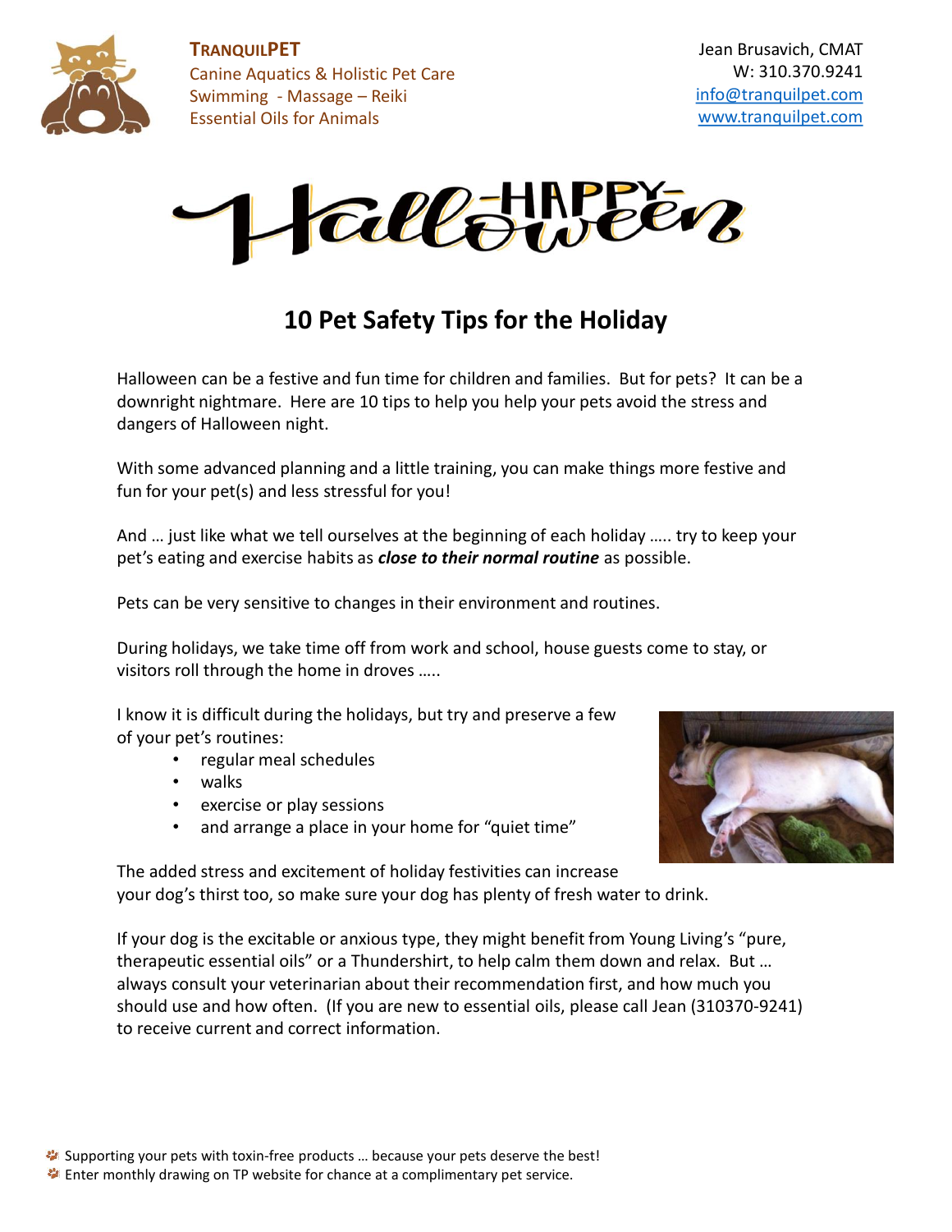**TRANQUILPET**
Canine Aquatics & Holistic Pet Care
Swimming - Massage – Reiki
Essential Oils for Animals

Jean Brusavich, CMAT
W: 310.370.9241
info@tranquilpet.com
www.tranquilpet.com

# Happy Halloween

## 10 Pet Safety Tips for the Holiday

Halloween can be a festive and fun time for children and families. But for pets? It can be a downright nightmare. Here are 10 tips to help you help your pets avoid the stress and dangers of Halloween night.

With some advanced planning and a little training, you can make things more festive and fun for your pet(s) and less stressful for you!

And … just like what we tell ourselves at the beginning of each holiday ….. try to keep your pet's eating and exercise habits as ***close to their normal routine*** as possible.

Pets can be very sensitive to changes in their environment and routines.

During holidays, we take time off from work and school, house guests come to stay, or visitors roll through the home in droves …..

I know it is difficult during the holidays, but try and preserve a few of your pet's routines:

- regular meal schedules
- walks
- exercise or play sessions
- and arrange a place in your home for "quiet time"

The added stress and excitement of holiday festivities can increase your dog's thirst too, so make sure your dog has plenty of fresh water to drink.

If your dog is the excitable or anxious type, they might benefit from Young Living's "pure, therapeutic essential oils" or a Thundershirt, to help calm them down and relax. But … always consult your veterinarian about their recommendation first, and how much you should use and how often. (If you are new to essential oils, please call Jean (310370-9241) to receive current and correct information.

- Supporting your pets with toxin-free products … because your pets deserve the best!
- Enter monthly drawing on TP website for chance at a complimentary pet service.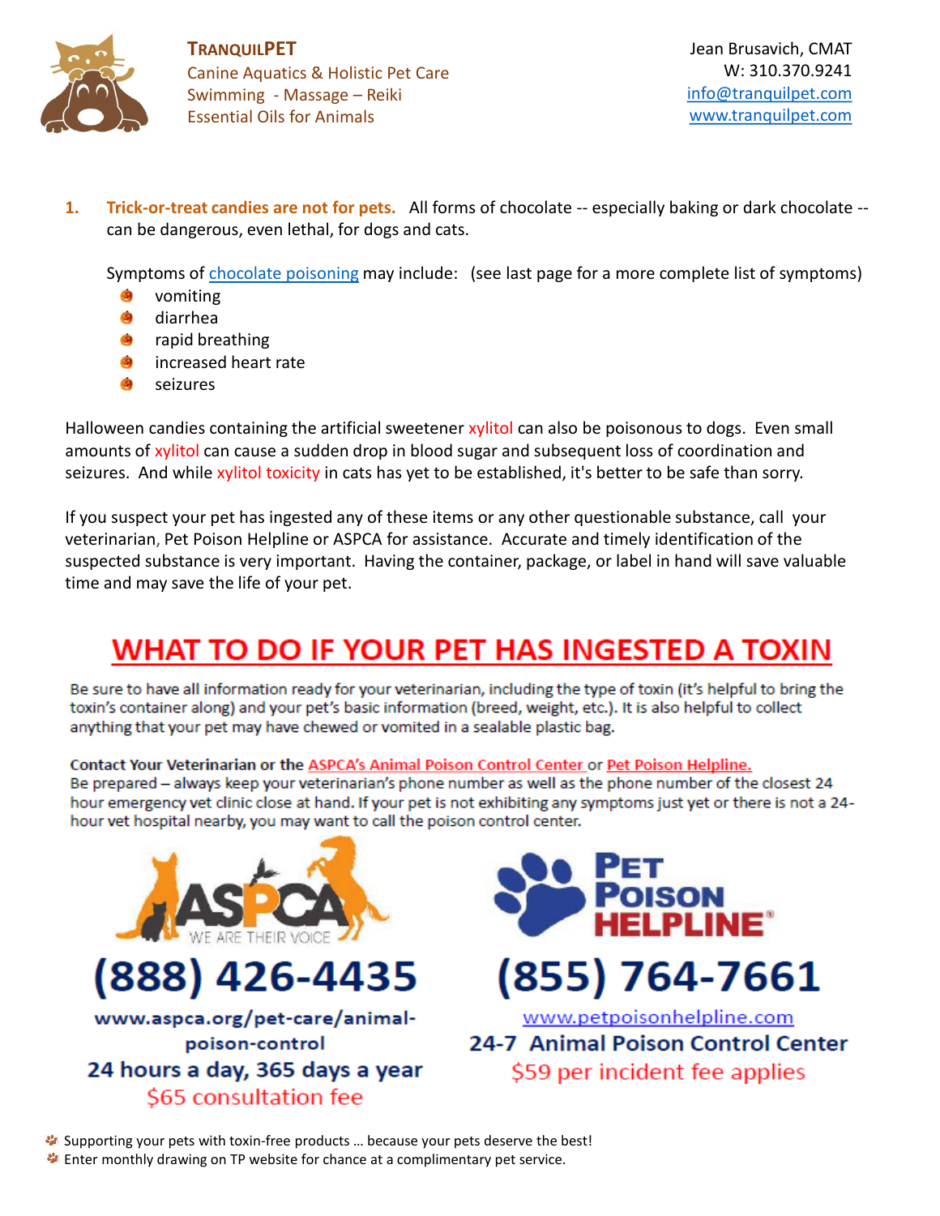**TRANQUILPET**
Canine Aquatics & Holistic Pet Care
Swimming - Massage – Reiki
Essential Oils for Animals

Jean Brusavich, CMAT
W: 310.370.9241
info@tranquilpet.com
www.tranquilpet.com

1. **Trick-or-treat candies are not for pets.** All forms of chocolate -- especially baking or dark chocolate -- can be dangerous, even lethal, for dogs and cats.

   Symptoms of chocolate poisoning may include: (see last page for a more complete list of symptoms)
   - vomiting
   - diarrhea
   - rapid breathing
   - increased heart rate
   - seizures

Halloween candies containing the artificial sweetener xylitol can also be poisonous to dogs. Even small amounts of xylitol can cause a sudden drop in blood sugar and subsequent loss of coordination and seizures. And while xylitol toxicity in cats has yet to be established, it's better to be safe than sorry.

If you suspect your pet has ingested any of these items or any other questionable substance, call your veterinarian, Pet Poison Helpline or ASPCA for assistance. Accurate and timely identification of the suspected substance is very important. Having the container, package, or label in hand will save valuable time and may save the life of your pet.

## WHAT TO DO IF YOUR PET HAS INGESTED A TOXIN

Be sure to have all information ready for your veterinarian, including the type of toxin (it's helpful to bring the toxin's container along) and your pet's basic information (breed, weight, etc.). It is also helpful to collect anything that your pet may have chewed or vomited in a sealable plastic bag.

**Contact Your Veterinarian or the ASPCA's Animal Poison Control Center or Pet Poison Helpline.**
Be prepared – always keep your veterinarian's phone number as well as the phone number of the closest 24 hour emergency vet clinic close at hand. If your pet is not exhibiting any symptoms just yet or there is not a 24-hour vet hospital nearby, you may want to call the poison control center.

**ASPCA** – WE ARE THEIR VOICE
**(888) 426-4435**
www.aspca.org/pet-care/animal-poison-control
24 hours a day, 365 days a year
$65 consultation fee

**PET POISON HELPLINE®**
**(855) 764-7661**
www.petpoisonhelpline.com
24-7 Animal Poison Control Center
$59 per incident fee applies

- Supporting your pets with toxin-free products … because your pets deserve the best!
- Enter monthly drawing on TP website for chance at a complimentary pet service.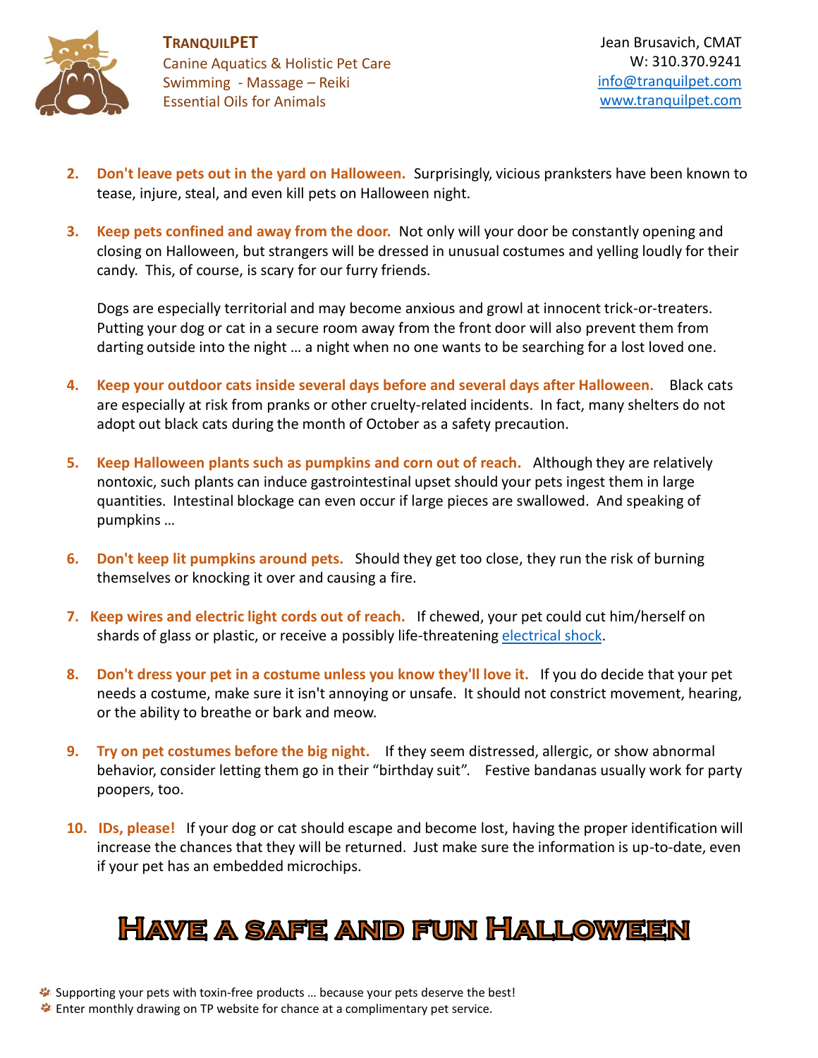**TRANQUILPET**
Canine Aquatics & Holistic Pet Care
Swimming - Massage – Reiki
Essential Oils for Animals

Jean Brusavich, CMAT
W: 310.370.9241
info@tranquilpet.com
www.tranquilpet.com

2. **Don't leave pets out in the yard on Halloween.** Surprisingly, vicious pranksters have been known to tease, injure, steal, and even kill pets on Halloween night.

3. **Keep pets confined and away from the door.** Not only will your door be constantly opening and closing on Halloween, but strangers will be dressed in unusual costumes and yelling loudly for their candy. This, of course, is scary for our furry friends.

   Dogs are especially territorial and may become anxious and growl at innocent trick-or-treaters. Putting your dog or cat in a secure room away from the front door will also prevent them from darting outside into the night … a night when no one wants to be searching for a lost loved one.

4. **Keep your outdoor cats inside several days before and several days after Halloween.** Black cats are especially at risk from pranks or other cruelty-related incidents. In fact, many shelters do not adopt out black cats during the month of October as a safety precaution.

5. **Keep Halloween plants such as pumpkins and corn out of reach.** Although they are relatively nontoxic, such plants can induce gastrointestinal upset should your pets ingest them in large quantities. Intestinal blockage can even occur if large pieces are swallowed. And speaking of pumpkins …

6. **Don't keep lit pumpkins around pets.** Should they get too close, they run the risk of burning themselves or knocking it over and causing a fire.

7. **Keep wires and electric light cords out of reach.** If chewed, your pet could cut him/herself on shards of glass or plastic, or receive a possibly life-threatening electrical shock.

8. **Don't dress your pet in a costume unless you know they'll love it.** If you do decide that your pet needs a costume, make sure it isn't annoying or unsafe. It should not constrict movement, hearing, or the ability to breathe or bark and meow.

9. **Try on pet costumes before the big night.** If they seem distressed, allergic, or show abnormal behavior, consider letting them go in their "birthday suit". Festive bandanas usually work for party poopers, too.

10. **IDs, please!** If your dog or cat should escape and become lost, having the proper identification will increase the chances that they will be returned. Just make sure the information is up-to-date, even if your pet has an embedded microchips.

# Have a safe and fun Halloween

- Supporting your pets with toxin-free products … because your pets deserve the best!
- Enter monthly drawing on TP website for chance at a complimentary pet service.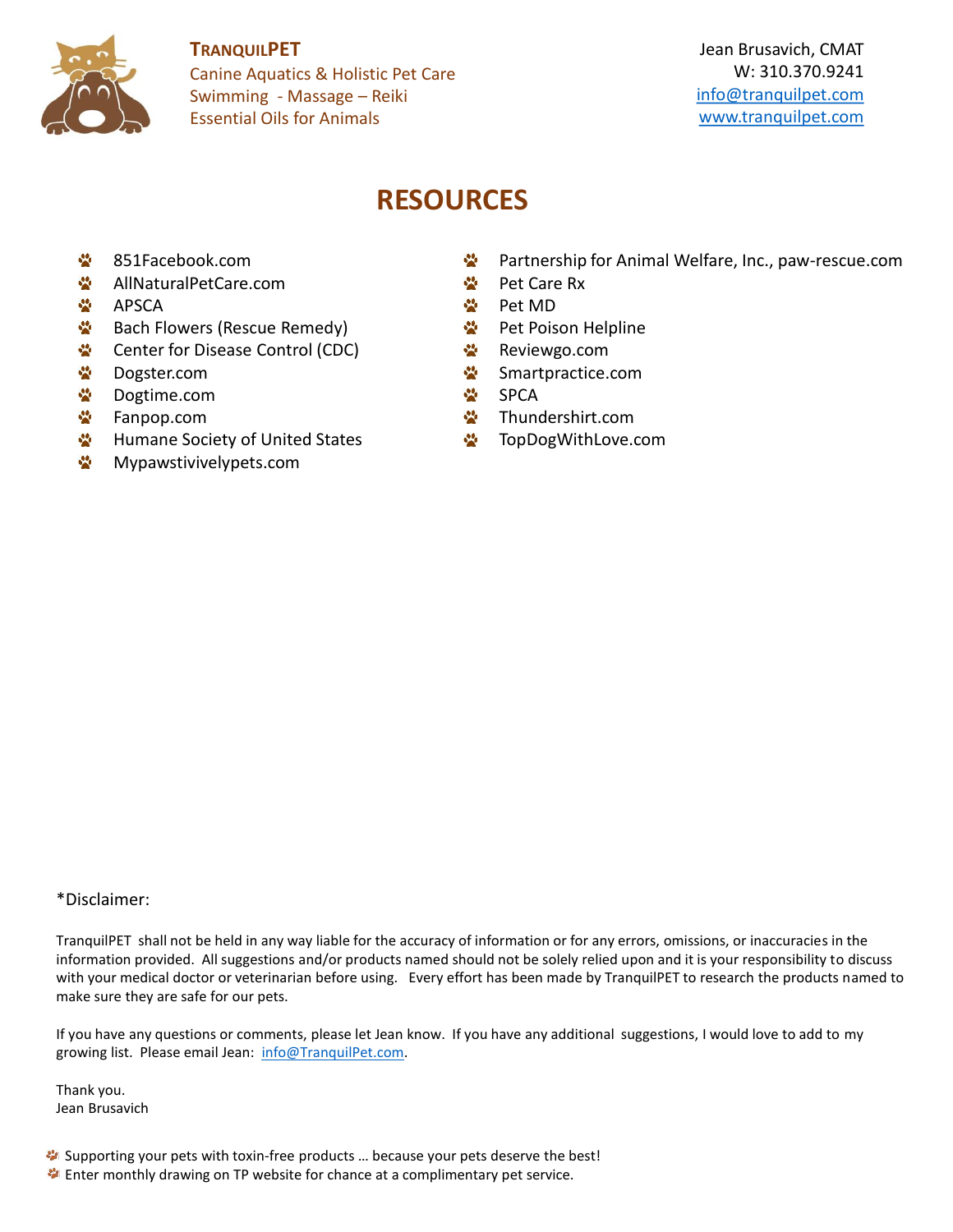**TRANQUILPET**
Canine Aquatics & Holistic Pet Care
Swimming - Massage – Reiki
Essential Oils for Animals

Jean Brusavich, CMAT
W: 310.370.9241
info@tranquilpet.com
www.tranquilpet.com

# RESOURCES

- 851Facebook.com
- AllNaturalPetCare.com
- APSCA
- Bach Flowers (Rescue Remedy)
- Center for Disease Control (CDC)
- Dogster.com
- Dogtime.com
- Fanpop.com
- Humane Society of United States
- Mypawstivivelypets.com
- Partnership for Animal Welfare, Inc., paw-rescue.com
- Pet Care Rx
- Pet MD
- Pet Poison Helpline
- Reviewgo.com
- Smartpractice.com
- SPCA
- Thundershirt.com
- TopDogWithLove.com

*Disclaimer:

TranquilPET shall not be held in any way liable for the accuracy of information or for any errors, omissions, or inaccuracies in the information provided. All suggestions and/or products named should not be solely relied upon and it is your responsibility to discuss with your medical doctor or veterinarian before using. Every effort has been made by TranquilPET to research the products named to make sure they are safe for our pets.

If you have any questions or comments, please let Jean know. If you have any additional suggestions, I would love to add to my growing list. Please email Jean: info@TranquilPet.com.

Thank you.
Jean Brusavich

- Supporting your pets with toxin-free products … because your pets deserve the best!
- Enter monthly drawing on TP website for chance at a complimentary pet service.